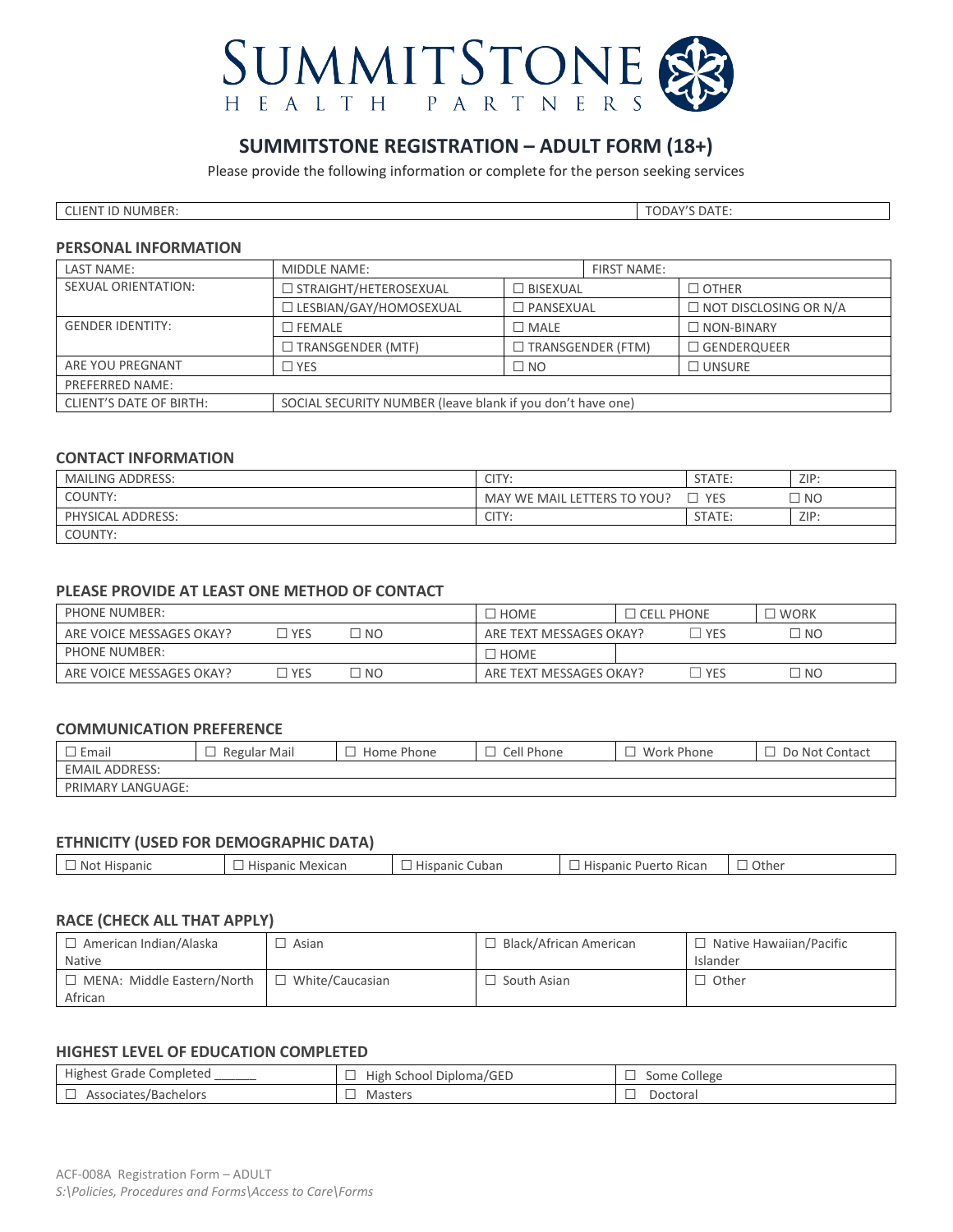# SUMMITSTONE HEALTH PARTNERS

## SUMMITSTONE REGISTRATION – ADULT FORM (18+)

Please provide the following information or complete for the person seeking services

| CLIENT ID NUMBER: | TODAY'S DATE: |
|---|---|

### PERSONAL INFORMATION

| LAST NAME: | MIDDLE NAME: | FIRST NAME: | |
|---|---|---|---|
| SEXUAL ORIENTATION: | ☐ STRAIGHT/HETEROSEXUAL | ☐ BISEXUAL | ☐ OTHER |
| | ☐ LESBIAN/GAY/HOMOSEXUAL | ☐ PANSEXUAL | ☐ NOT DISCLOSING OR N/A |
| GENDER IDENTITY: | ☐ FEMALE | ☐ MALE | ☐ NON-BINARY |
| | ☐ TRANSGENDER (MTF) | ☐ TRANSGENDER (FTM) | ☐ GENDERQUEER |
| ARE YOU PREGNANT | ☐ YES | ☐ NO | ☐ UNSURE |
| PREFERRED NAME: | | | |
| CLIENT'S DATE OF BIRTH: | SOCIAL SECURITY NUMBER (leave blank if you don't have one) | | |

### CONTACT INFORMATION

| MAILING ADDRESS: | CITY: | STATE: | ZIP: |
|---|---|---|---|
| COUNTY: | MAY WE MAIL LETTERS TO YOU? | ☐ YES | ☐ NO |
| PHYSICAL ADDRESS: | CITY: | STATE: | ZIP: |
| COUNTY: | | | |

### PLEASE PROVIDE AT LEAST ONE METHOD OF CONTACT

| PHONE NUMBER: | | | ☐ HOME | ☐ CELL PHONE | ☐ WORK |
|---|---|---|---|---|---|
| ARE VOICE MESSAGES OKAY? | ☐ YES | ☐ NO | ARE TEXT MESSAGES OKAY? | ☐ YES | ☐ NO |
| PHONE NUMBER: | | | ☐ HOME | | |
| ARE VOICE MESSAGES OKAY? | ☐ YES | ☐ NO | ARE TEXT MESSAGES OKAY? | ☐ YES | ☐ NO |

### COMMUNICATION PREFERENCE

| ☐ Email | ☐ Regular Mail | ☐ Home Phone | ☐ Cell Phone | ☐ Work Phone | ☐ Do Not Contact |
|---|---|---|---|---|---|
| EMAIL ADDRESS: | | | | | |
| PRIMARY LANGUAGE: | | | | | |

### ETHNICITY (USED FOR DEMOGRAPHIC DATA)

| ☐ Not Hispanic | ☐ Hispanic Mexican | ☐ Hispanic Cuban | ☐ Hispanic Puerto Rican | ☐ Other |
|---|---|---|---|---|

### RACE (CHECK ALL THAT APPLY)

| ☐ American Indian/Alaska Native | ☐ Asian | ☐ Black/African American | ☐ Native Hawaiian/Pacific Islander |
|---|---|---|---|
| ☐ MENA: Middle Eastern/North African | ☐ White/Caucasian | ☐ South Asian | ☐ Other |

### HIGHEST LEVEL OF EDUCATION COMPLETED

| Highest Grade Completed ______ | ☐ High School Diploma/GED | ☐ Some College |
|---|---|---|
| ☐ Associates/Bachelors | ☐ Masters | ☐ Doctoral |

ACF-008A Registration Form – ADULT
*S:\Policies, Procedures and Forms\Access to Care\Forms*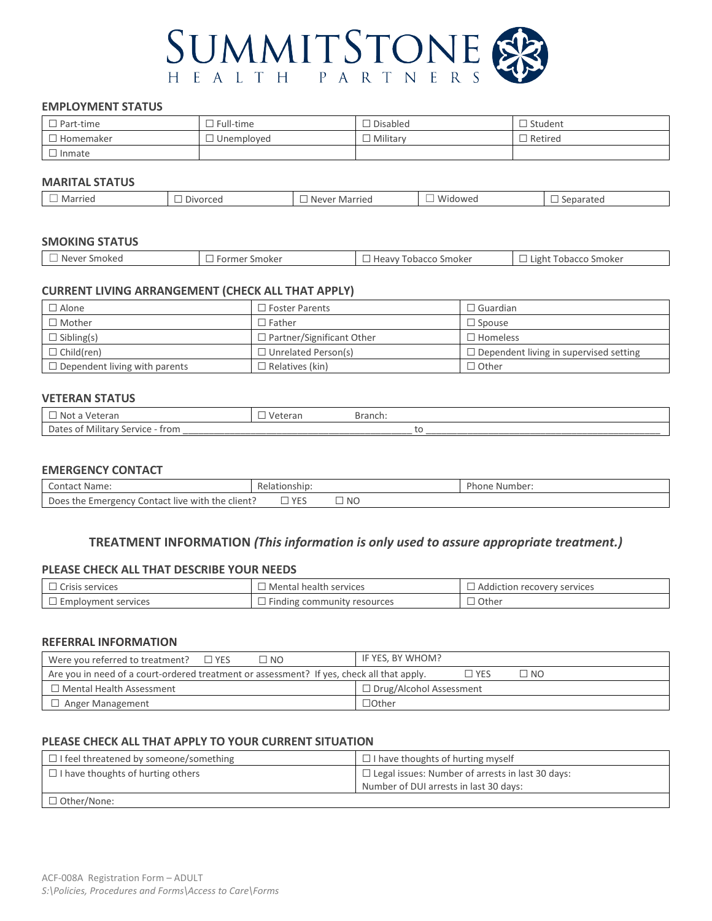SummitStone Health Partners

### EMPLOYMENT STATUS

| | | | |
|---|---|---|---|
| ☐ Part-time | ☐ Full-time | ☐ Disabled | ☐ Student |
| ☐ Homemaker | ☐ Unemployed | ☐ Military | ☐ Retired |
| ☐ Inmate | | | |

### MARITAL STATUS

| | | | | |
|---|---|---|---|---|
| ☐ Married | ☐ Divorced | ☐ Never Married | ☐ Widowed | ☐ Separated |

### SMOKING STATUS

| | | | |
|---|---|---|---|
| ☐ Never Smoked | ☐ Former Smoker | ☐ Heavy Tobacco Smoker | ☐ Light Tobacco Smoker |

### CURRENT LIVING ARRANGEMENT (CHECK ALL THAT APPLY)

| | | |
|---|---|---|
| ☐ Alone | ☐ Foster Parents | ☐ Guardian |
| ☐ Mother | ☐ Father | ☐ Spouse |
| ☐ Sibling(s) | ☐ Partner/Significant Other | ☐ Homeless |
| ☐ Child(ren) | ☐ Unrelated Person(s) | ☐ Dependent living in supervised setting |
| ☐ Dependent living with parents | ☐ Relatives (kin) | ☐ Other |

### VETERAN STATUS

| | | |
|---|---|---|
| ☐ Not a Veteran | ☐ Veteran | Branch: |
| Dates of Military Service - from ____________________ to ____________________ | | |

### EMERGENCY CONTACT

| | | |
|---|---|---|
| Contact Name: | Relationship: | Phone Number: |
| Does the Emergency Contact live with the client? | ☐ YES ☐ NO | |

## TREATMENT INFORMATION *(This information is only used to assure appropriate treatment.)*

### PLEASE CHECK ALL THAT DESCRIBE YOUR NEEDS

| | | |
|---|---|---|
| ☐ Crisis services | ☐ Mental health services | ☐ Addiction recovery services |
| ☐ Employment services | ☐ Finding community resources | ☐ Other |

### REFERRAL INFORMATION

| | |
|---|---|
| Were you referred to treatment? ☐ YES ☐ NO | IF YES, BY WHOM? |
| Are you in need of a court-ordered treatment or assessment? If yes, check all that apply. ☐ YES ☐ NO | |
| ☐ Mental Health Assessment | ☐ Drug/Alcohol Assessment |
| ☐ Anger Management | ☐Other |

### PLEASE CHECK ALL THAT APPLY TO YOUR CURRENT SITUATION

| | |
|---|---|
| ☐ I feel threatened by someone/something | ☐ I have thoughts of hurting myself |
| ☐ I have thoughts of hurting others | ☐ Legal issues: Number of arrests in last 30 days:<br>Number of DUI arrests in last 30 days: |
| ☐ Other/None: | |

ACF-008A Registration Form – ADULT
*S:\Policies, Procedures and Forms\Access to Care\Forms*